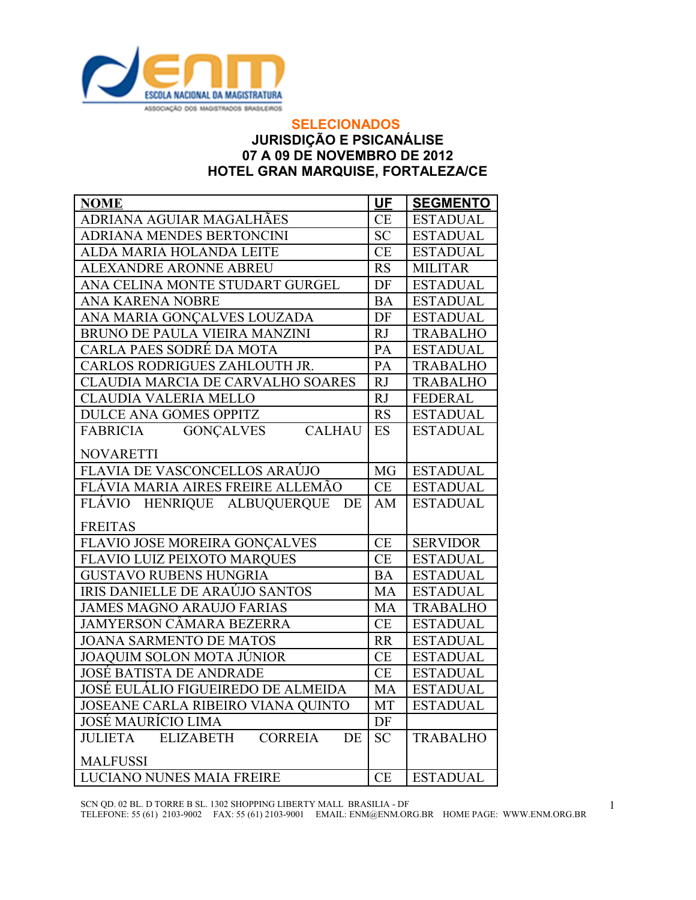## SELECIONADOS

## JURISDIÇÃO E PSICANÁLISE

## 07 A 09 DE NOVEMBRO DE 2012

## HOTEL GRAN MARQUISE, FORTALEZA/CE

| NOME | UF | SEGMENTO |
|---|---|---|
| ADRIANA AGUIAR MAGALHÃES | CE | ESTADUAL |
| ADRIANA MENDES BERTONCINI | SC | ESTADUAL |
| ALDA MARIA HOLANDA LEITE | CE | ESTADUAL |
| ALEXANDRE ARONNE ABREU | RS | MILITAR |
| ANA CELINA MONTE STUDART GURGEL | DF | ESTADUAL |
| ANA KARENA NOBRE | BA | ESTADUAL |
| ANA MARIA GONÇALVES LOUZADA | DF | ESTADUAL |
| BRUNO DE PAULA VIEIRA MANZINI | RJ | TRABALHO |
| CARLA PAES SODRÉ DA MOTA | PA | ESTADUAL |
| CARLOS RODRIGUES ZAHLOUTH JR. | PA | TRABALHO |
| CLAUDIA MARCIA DE CARVALHO SOARES | RJ | TRABALHO |
| CLAUDIA VALERIA MELLO | RJ | FEDERAL |
| DULCE ANA GOMES OPPITZ | RS | ESTADUAL |
| FABRICIA GONÇALVES CALHAU NOVARETTI | ES | ESTADUAL |
| FLAVIA DE VASCONCELLOS ARAÚJO | MG | ESTADUAL |
| FLÁVIA MARIA AIRES FREIRE ALLEMÃO | CE | ESTADUAL |
| FLÁVIO HENRIQUE ALBUQUERQUE DE FREITAS | AM | ESTADUAL |
| FLAVIO JOSE MOREIRA GONÇALVES | CE | SERVIDOR |
| FLAVIO LUIZ PEIXOTO MARQUES | CE | ESTADUAL |
| GUSTAVO RUBENS HUNGRIA | BA | ESTADUAL |
| IRIS DANIELLE DE ARAÚJO SANTOS | MA | ESTADUAL |
| JAMES MAGNO ARAUJO FARIAS | MA | TRABALHO |
| JAMYERSON CÂMARA BEZERRA | CE | ESTADUAL |
| JOANA SARMENTO DE MATOS | RR | ESTADUAL |
| JOAQUIM SOLON MOTA JÚNIOR | CE | ESTADUAL |
| JOSÉ BATISTA DE ANDRADE | CE | ESTADUAL |
| JOSÉ EULÁLIO FIGUEIREDO DE ALMEIDA | MA | ESTADUAL |
| JOSEANE CARLA RIBEIRO VIANA QUINTO | MT | ESTADUAL |
| JOSÉ MAURÍCIO LIMA | DF | |
| JULIETA ELIZABETH CORREIA DE MALFUSSI | SC | TRABALHO |
| LUCIANO NUNES MAIA FREIRE | CE | ESTADUAL |

SCN QD. 02 BL. D TORRE B SL. 1302 SHOPPING LIBERTY MALL BRASILIA - DF
TELEFONE: 55 (61) 2103-9002 FAX: 55 (61) 2103-9001 EMAIL: ENM@ENM.ORG.BR HOME PAGE: WWW.ENM.ORG.BR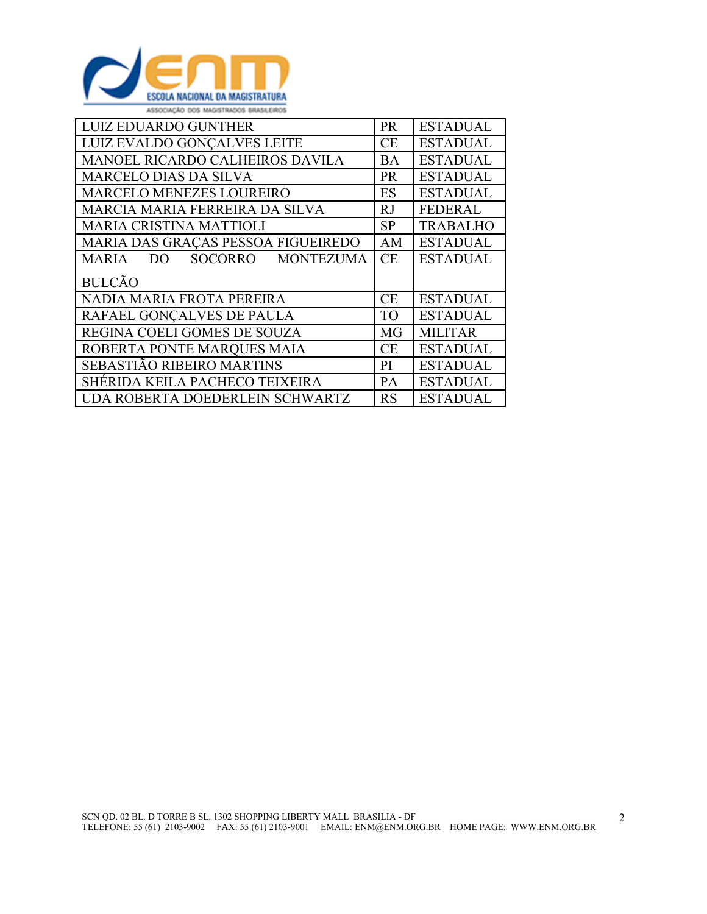| | | |
|---|---|---|
| LUIZ EDUARDO GUNTHER | PR | ESTADUAL |
| LUIZ EVALDO GONÇALVES LEITE | CE | ESTADUAL |
| MANOEL RICARDO CALHEIROS DAVILA | BA | ESTADUAL |
| MARCELO DIAS DA SILVA | PR | ESTADUAL |
| MARCELO MENEZES LOUREIRO | ES | ESTADUAL |
| MARCIA MARIA FERREIRA DA SILVA | RJ | FEDERAL |
| MARIA CRISTINA MATTIOLI | SP | TRABALHO |
| MARIA DAS GRAÇAS PESSOA FIGUEIREDO | AM | ESTADUAL |
| MARIA DO SOCORRO MONTEZUMA BULCÃO | CE | ESTADUAL |
| NADIA MARIA FROTA PEREIRA | CE | ESTADUAL |
| RAFAEL GONÇALVES DE PAULA | TO | ESTADUAL |
| REGINA COELI GOMES DE SOUZA | MG | MILITAR |
| ROBERTA PONTE MARQUES MAIA | CE | ESTADUAL |
| SEBASTIÃO RIBEIRO MARTINS | PI | ESTADUAL |
| SHÉRIDA KEILA PACHECO TEIXEIRA | PA | ESTADUAL |
| UDA ROBERTA DOEDERLEIN SCHWARTZ | RS | ESTADUAL |